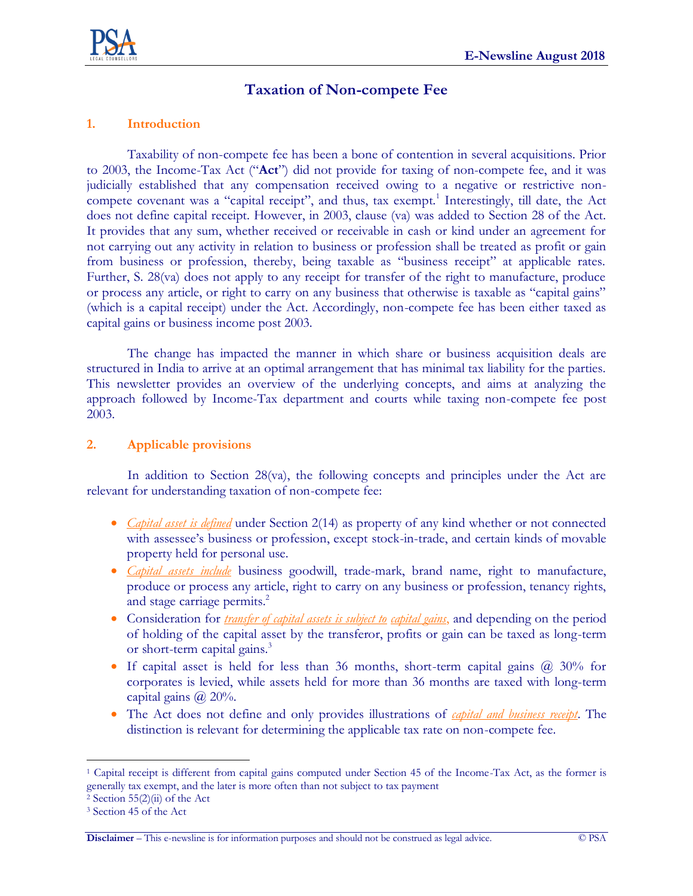# Taxation of Non-compete Fee

## 1. Introduction

Taxability of non-compete fee has been a bone of contention in several acquisitions. Prior to 2003, the Income-Tax Act ("**Act**") did not provide for taxing of non-compete fee, and it was judicially established that any compensation received owing to a negative or restrictive non-compete covenant was a "capital receipt", and thus, tax exempt.[1] Interestingly, till date, the Act does not define capital receipt. However, in 2003, clause (va) was added to Section 28 of the Act. It provides that any sum, whether received or receivable in cash or kind under an agreement for not carrying out any activity in relation to business or profession shall be treated as profit or gain from business or profession, thereby, being taxable as "business receipt" at applicable rates. Further, S. 28(va) does not apply to any receipt for transfer of the right to manufacture, produce or process any article, or right to carry on any business that otherwise is taxable as "capital gains" (which is a capital receipt) under the Act. Accordingly, non-compete fee has been either taxed as capital gains or business income post 2003.

The change has impacted the manner in which share or business acquisition deals are structured in India to arrive at an optimal arrangement that has minimal tax liability for the parties. This newsletter provides an overview of the underlying concepts, and aims at analyzing the approach followed by Income-Tax department and courts while taxing non-compete fee post 2003.

## 2. Applicable provisions

In addition to Section 28(va), the following concepts and principles under the Act are relevant for understanding taxation of non-compete fee:

- *Capital asset is defined* under Section 2(14) as property of any kind whether or not connected with assessee's business or profession, except stock-in-trade, and certain kinds of movable property held for personal use.
- *Capital assets include* business goodwill, trade-mark, brand name, right to manufacture, produce or process any article, right to carry on any business or profession, tenancy rights, and stage carriage permits.[2]
- Consideration for *transfer of capital assets is subject to capital gains*, and depending on the period of holding of the capital asset by the transferor, profits or gain can be taxed as long-term or short-term capital gains.[3]
- If capital asset is held for less than 36 months, short-term capital gains @ 30% for corporates is levied, while assets held for more than 36 months are taxed with long-term capital gains @ 20%.
- The Act does not define and only provides illustrations of *capital and business receipt*. The distinction is relevant for determining the applicable tax rate on non-compete fee.

---

[1] Capital receipt is different from capital gains computed under Section 45 of the Income-Tax Act, as the former is generally tax exempt, and the later is more often than not subject to tax payment

[2] Section 55(2)(ii) of the Act

[3] Section 45 of the Act

**Disclaimer** – This e-newsline is for information purposes and should not be construed as legal advice. © PSA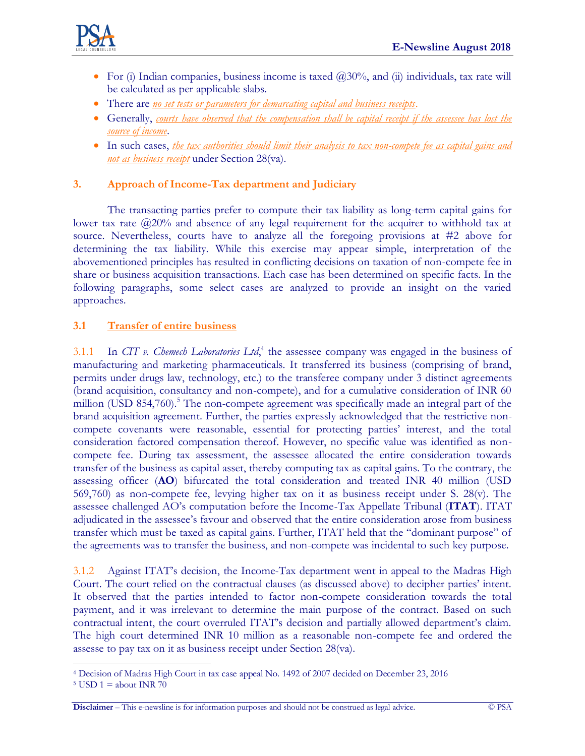- For (i) Indian companies, business income is taxed @30%, and (ii) individuals, tax rate will be calculated as per applicable slabs.
- There are *no set tests or parameters for demarcating capital and business receipts*.
- Generally, *courts have observed that the compensation shall be capital receipt if the assessee has lost the source of income*.
- In such cases, *the tax authorities should limit their analysis to tax non-compete fee as capital gains and not as business receipt* under Section 28(va).

## 3. Approach of Income-Tax department and Judiciary

The transacting parties prefer to compute their tax liability as long-term capital gains for lower tax rate @20% and absence of any legal requirement for the acquirer to withhold tax at source. Nevertheless, courts have to analyze all the foregoing provisions at #2 above for determining the tax liability. While this exercise may appear simple, interpretation of the abovementioned principles has resulted in conflicting decisions on taxation of non-compete fee in share or business acquisition transactions. Each case has been determined on specific facts. In the following paragraphs, some select cases are analyzed to provide an insight on the varied approaches.

### 3.1 Transfer of entire business

3.1.1 In *CIT v. Chemech Laboratories Ltd*,[4] the assessee company was engaged in the business of manufacturing and marketing pharmaceuticals. It transferred its business (comprising of brand, permits under drugs law, technology, etc.) to the transferee company under 3 distinct agreements (brand acquisition, consultancy and non-compete), and for a cumulative consideration of INR 60 million (USD 854,760).[5] The non-compete agreement was specifically made an integral part of the brand acquisition agreement. Further, the parties expressly acknowledged that the restrictive non-compete covenants were reasonable, essential for protecting parties' interest, and the total consideration factored compensation thereof. However, no specific value was identified as non-compete fee. During tax assessment, the assessee allocated the entire consideration towards transfer of the business as capital asset, thereby computing tax as capital gains. To the contrary, the assessing officer (**AO**) bifurcated the total consideration and treated INR 40 million (USD 569,760) as non-compete fee, levying higher tax on it as business receipt under S. 28(v). The assessee challenged AO's computation before the Income-Tax Appellate Tribunal (**ITAT**). ITAT adjudicated in the assessee's favour and observed that the entire consideration arose from business transfer which must be taxed as capital gains. Further, ITAT held that the "dominant purpose" of the agreements was to transfer the business, and non-compete was incidental to such key purpose.

3.1.2 Against ITAT's decision, the Income-Tax department went in appeal to the Madras High Court. The court relied on the contractual clauses (as discussed above) to decipher parties' intent. It observed that the parties intended to factor non-compete consideration towards the total payment, and it was irrelevant to determine the main purpose of the contract. Based on such contractual intent, the court overruled ITAT's decision and partially allowed department's claim. The high court determined INR 10 million as a reasonable non-compete fee and ordered the assesse to pay tax on it as business receipt under Section 28(va).

---

[4] Decision of Madras High Court in tax case appeal No. 1492 of 2007 decided on December 23, 2016

[5] USD 1 = about INR 70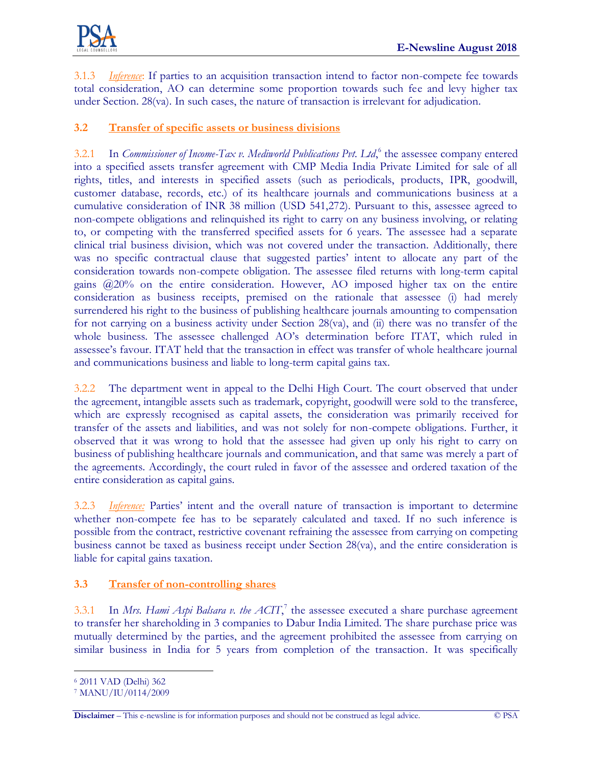3.1.3 *Inference*: If parties to an acquisition transaction intend to factor non-compete fee towards total consideration, AO can determine some proportion towards such fee and levy higher tax under Section. 28(va). In such cases, the nature of transaction is irrelevant for adjudication.

### 3.2 Transfer of specific assets or business divisions

3.2.1 In *Commissioner of Income-Tax v. Mediworld Publications Pvt. Ltd*,[6] the assessee company entered into a specified assets transfer agreement with CMP Media India Private Limited for sale of all rights, titles, and interests in specified assets (such as periodicals, products, IPR, goodwill, customer database, records, etc.) of its healthcare journals and communications business at a cumulative consideration of INR 38 million (USD 541,272). Pursuant to this, assessee agreed to non-compete obligations and relinquished its right to carry on any business involving, or relating to, or competing with the transferred specified assets for 6 years. The assessee had a separate clinical trial business division, which was not covered under the transaction. Additionally, there was no specific contractual clause that suggested parties' intent to allocate any part of the consideration towards non-compete obligation. The assessee filed returns with long-term capital gains @20% on the entire consideration. However, AO imposed higher tax on the entire consideration as business receipts, premised on the rationale that assessee (i) had merely surrendered his right to the business of publishing healthcare journals amounting to compensation for not carrying on a business activity under Section 28(va), and (ii) there was no transfer of the whole business. The assessee challenged AO's determination before ITAT, which ruled in assessee's favour. ITAT held that the transaction in effect was transfer of whole healthcare journal and communications business and liable to long-term capital gains tax.

3.2.2 The department went in appeal to the Delhi High Court. The court observed that under the agreement, intangible assets such as trademark, copyright, goodwill were sold to the transferee, which are expressly recognised as capital assets, the consideration was primarily received for transfer of the assets and liabilities, and was not solely for non-compete obligations. Further, it observed that it was wrong to hold that the assessee had given up only his right to carry on business of publishing healthcare journals and communication, and that same was merely a part of the agreements. Accordingly, the court ruled in favor of the assessee and ordered taxation of the entire consideration as capital gains.

3.2.3 *Inference:* Parties' intent and the overall nature of transaction is important to determine whether non-compete fee has to be separately calculated and taxed. If no such inference is possible from the contract, restrictive covenant refraining the assessee from carrying on competing business cannot be taxed as business receipt under Section 28(va), and the entire consideration is liable for capital gains taxation.

### 3.3 Transfer of non-controlling shares

3.3.1 In *Mrs. Hami Aspi Balsara v. the ACIT*,[7] the assessee executed a share purchase agreement to transfer her shareholding in 3 companies to Dabur India Limited. The share purchase price was mutually determined by the parties, and the agreement prohibited the assessee from carrying on similar business in India for 5 years from completion of the transaction. It was specifically

---

[6] 2011 VAD (Delhi) 362

[7] MANU/IU/0114/2009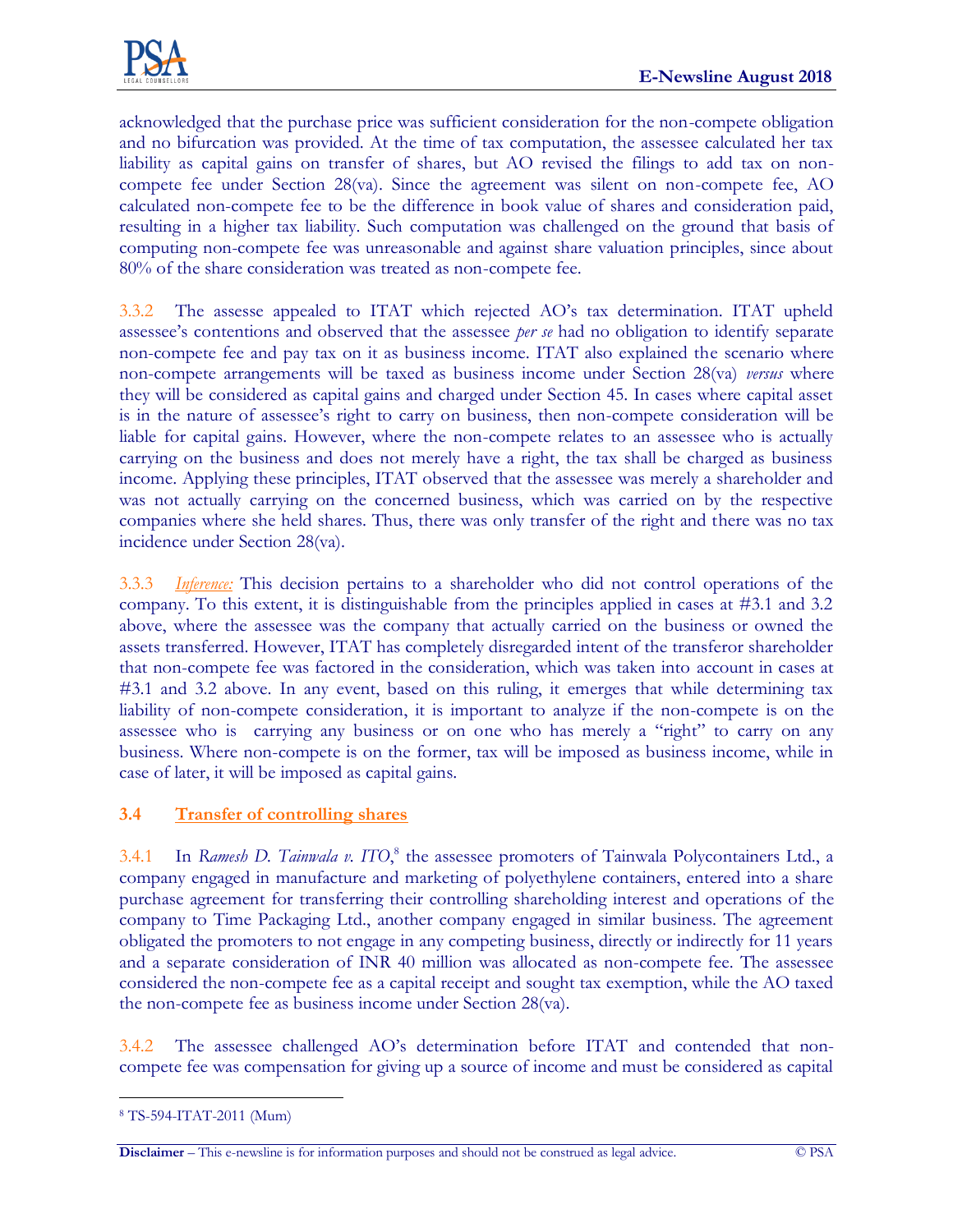acknowledged that the purchase price was sufficient consideration for the non-compete obligation and no bifurcation was provided. At the time of tax computation, the assessee calculated her tax liability as capital gains on transfer of shares, but AO revised the filings to add tax on non-compete fee under Section 28(va). Since the agreement was silent on non-compete fee, AO calculated non-compete fee to be the difference in book value of shares and consideration paid, resulting in a higher tax liability. Such computation was challenged on the ground that basis of computing non-compete fee was unreasonable and against share valuation principles, since about 80% of the share consideration was treated as non-compete fee.

3.3.2 The assesse appealed to ITAT which rejected AO's tax determination. ITAT upheld assessee's contentions and observed that the assessee *per se* had no obligation to identify separate non-compete fee and pay tax on it as business income. ITAT also explained the scenario where non-compete arrangements will be taxed as business income under Section 28(va) *versus* where they will be considered as capital gains and charged under Section 45. In cases where capital asset is in the nature of assessee's right to carry on business, then non-compete consideration will be liable for capital gains. However, where the non-compete relates to an assessee who is actually carrying on the business and does not merely have a right, the tax shall be charged as business income. Applying these principles, ITAT observed that the assessee was merely a shareholder and was not actually carrying on the concerned business, which was carried on by the respective companies where she held shares. Thus, there was only transfer of the right and there was no tax incidence under Section 28(va).

3.3.3 *Inference:* This decision pertains to a shareholder who did not control operations of the company. To this extent, it is distinguishable from the principles applied in cases at #3.1 and 3.2 above, where the assessee was the company that actually carried on the business or owned the assets transferred. However, ITAT has completely disregarded intent of the transferor shareholder that non-compete fee was factored in the consideration, which was taken into account in cases at #3.1 and 3.2 above. In any event, based on this ruling, it emerges that while determining tax liability of non-compete consideration, it is important to analyze if the non-compete is on the assessee who is carrying any business or on one who has merely a "right" to carry on any business. Where non-compete is on the former, tax will be imposed as business income, while in case of later, it will be imposed as capital gains.

### 3.4 Transfer of controlling shares

3.4.1 In *Ramesh D. Tainwala v. ITO*,[8] the assessee promoters of Tainwala Polycontainers Ltd., a company engaged in manufacture and marketing of polyethylene containers, entered into a share purchase agreement for transferring their controlling shareholding interest and operations of the company to Time Packaging Ltd., another company engaged in similar business. The agreement obligated the promoters to not engage in any competing business, directly or indirectly for 11 years and a separate consideration of INR 40 million was allocated as non-compete fee. The assessee considered the non-compete fee as a capital receipt and sought tax exemption, while the AO taxed the non-compete fee as business income under Section 28(va).

3.4.2 The assessee challenged AO's determination before ITAT and contended that non-compete fee was compensation for giving up a source of income and must be considered as capital

[8] TS-594-ITAT-2011 (Mum)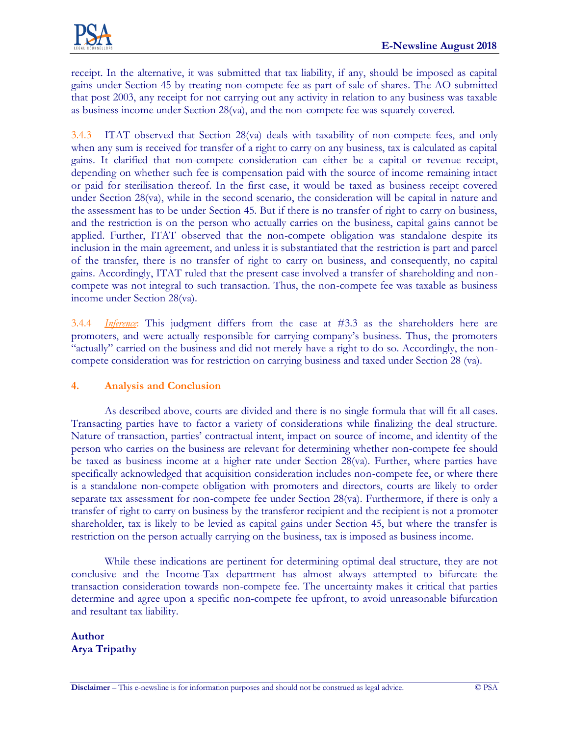receipt. In the alternative, it was submitted that tax liability, if any, should be imposed as capital gains under Section 45 by treating non-compete fee as part of sale of shares. The AO submitted that post 2003, any receipt for not carrying out any activity in relation to any business was taxable as business income under Section 28(va), and the non-compete fee was squarely covered.

3.4.3 ITAT observed that Section 28(va) deals with taxability of non-compete fees, and only when any sum is received for transfer of a right to carry on any business, tax is calculated as capital gains. It clarified that non-compete consideration can either be a capital or revenue receipt, depending on whether such fee is compensation paid with the source of income remaining intact or paid for sterilisation thereof. In the first case, it would be taxed as business receipt covered under Section 28(va), while in the second scenario, the consideration will be capital in nature and the assessment has to be under Section 45. But if there is no transfer of right to carry on business, and the restriction is on the person who actually carries on the business, capital gains cannot be applied. Further, ITAT observed that the non-compete obligation was standalone despite its inclusion in the main agreement, and unless it is substantiated that the restriction is part and parcel of the transfer, there is no transfer of right to carry on business, and consequently, no capital gains. Accordingly, ITAT ruled that the present case involved a transfer of shareholding and non-compete was not integral to such transaction. Thus, the non-compete fee was taxable as business income under Section 28(va).

3.4.4 *Inference*: This judgment differs from the case at #3.3 as the shareholders here are promoters, and were actually responsible for carrying company's business. Thus, the promoters "actually" carried on the business and did not merely have a right to do so. Accordingly, the non-compete consideration was for restriction on carrying business and taxed under Section 28 (va).

## 4. Analysis and Conclusion

As described above, courts are divided and there is no single formula that will fit all cases. Transacting parties have to factor a variety of considerations while finalizing the deal structure. Nature of transaction, parties' contractual intent, impact on source of income, and identity of the person who carries on the business are relevant for determining whether non-compete fee should be taxed as business income at a higher rate under Section 28(va). Further, where parties have specifically acknowledged that acquisition consideration includes non-compete fee, or where there is a standalone non-compete obligation with promoters and directors, courts are likely to order separate tax assessment for non-compete fee under Section 28(va). Furthermore, if there is only a transfer of right to carry on business by the transferor recipient and the recipient is not a promoter shareholder, tax is likely to be levied as capital gains under Section 45, but where the transfer is restriction on the person actually carrying on the business, tax is imposed as business income.

While these indications are pertinent for determining optimal deal structure, they are not conclusive and the Income-Tax department has almost always attempted to bifurcate the transaction consideration towards non-compete fee. The uncertainty makes it critical that parties determine and agree upon a specific non-compete fee upfront, to avoid unreasonable bifurcation and resultant tax liability.

**Author**
**Arya Tripathy**

**Disclaimer** – This e-newsline is for information purposes and should not be construed as legal advice. © PSA